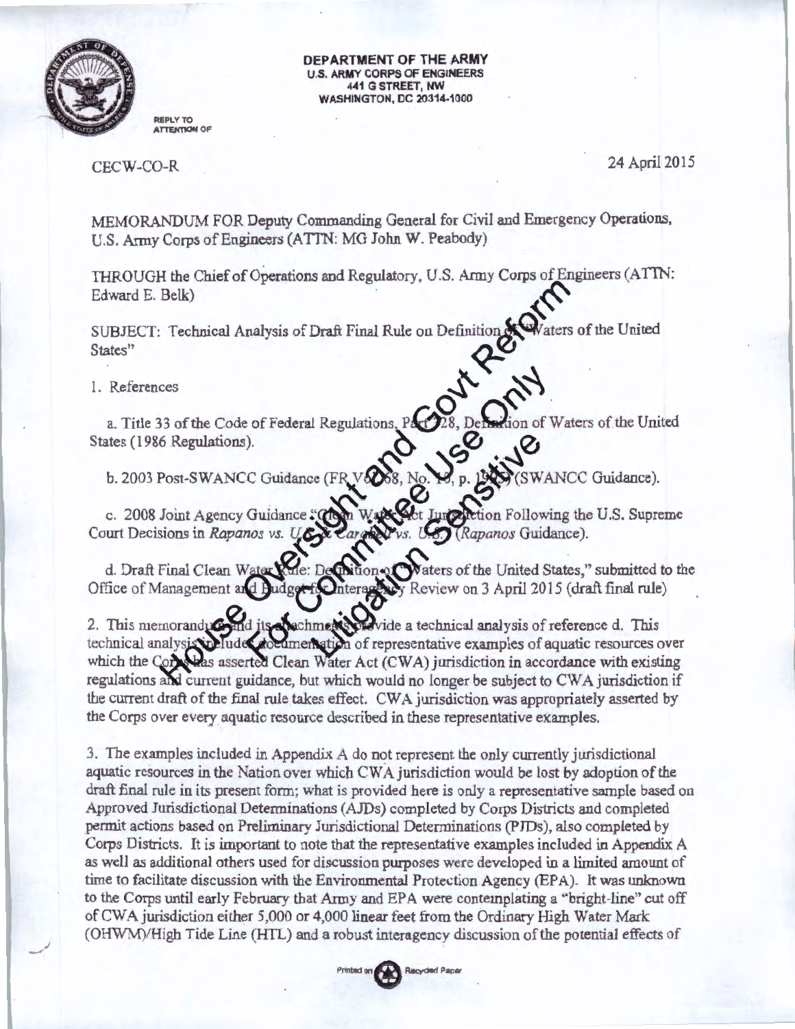DEPARTMENT OF THE ARMY
U.S. ARMY CORPS OF ENGINEERS
441 G STREET, NW
WASHINGTON, DC 20314-1000

REPLY TO
ATTENTION OF

CECW-CO-R

24 April 2015

MEMORANDUM FOR Deputy Commanding General for Civil and Emergency Operations, U.S. Army Corps of Engineers (ATTN: MG John W. Peabody)

THROUGH the Chief of Operations and Regulatory, U.S. Army Corps of Engineers (ATTN: Edward E. Belk)

SUBJECT: Technical Analysis of Draft Final Rule on Definition of "Waters of the United States"

House Oversight and Govt Reform
For Committee Use Only
Litigation Sensitive

1. References

a. Title 33 of the Code of Federal Regulations, Part 328, Definition of Waters of the United States (1986 Regulations).

b. 2003 Post-SWANCC Guidance (FR Vol. 68, No. 10, p. 1995) (SWANCC Guidance).

c. 2008 Joint Agency Guidance "Clean Water Act Jurisdiction Following the U.S. Supreme Court Decisions in *Rapanos vs. U.S.* & *Carabell vs. U.S.*" (*Rapanos* Guidance).

d. Draft Final Clean Water Rule: Definition of "Waters of the United States," submitted to the Office of Management and Budget for Interagency Review on 3 April 2015 (draft final rule)

2. This memorandum and its attachments provide a technical analysis of reference d. This technical analysis includes documentation of representative examples of aquatic resources over which the Corps has asserted Clean Water Act (CWA) jurisdiction in accordance with existing regulations and current guidance, but which would no longer be subject to CWA jurisdiction if the current draft of the final rule takes effect. CWA jurisdiction was appropriately asserted by the Corps over every aquatic resource described in these representative examples.

3. The examples included in Appendix A do not represent the only currently jurisdictional aquatic resources in the Nation over which CWA jurisdiction would be lost by adoption of the draft final rule in its present form; what is provided here is only a representative sample based on Approved Jurisdictional Determinations (AJDs) completed by Corps Districts and completed permit actions based on Preliminary Jurisdictional Determinations (PJDs), also completed by Corps Districts. It is important to note that the representative examples included in Appendix A as well as additional others used for discussion purposes were developed in a limited amount of time to facilitate discussion with the Environmental Protection Agency (EPA). It was unknown to the Corps until early February that Army and EPA were contemplating a "bright-line" cut off of CWA jurisdiction either 5,000 or 4,000 linear feet from the Ordinary High Water Mark (OHWM)/High Tide Line (HTL) and a robust interagency discussion of the potential effects of

Printed on Recycled Paper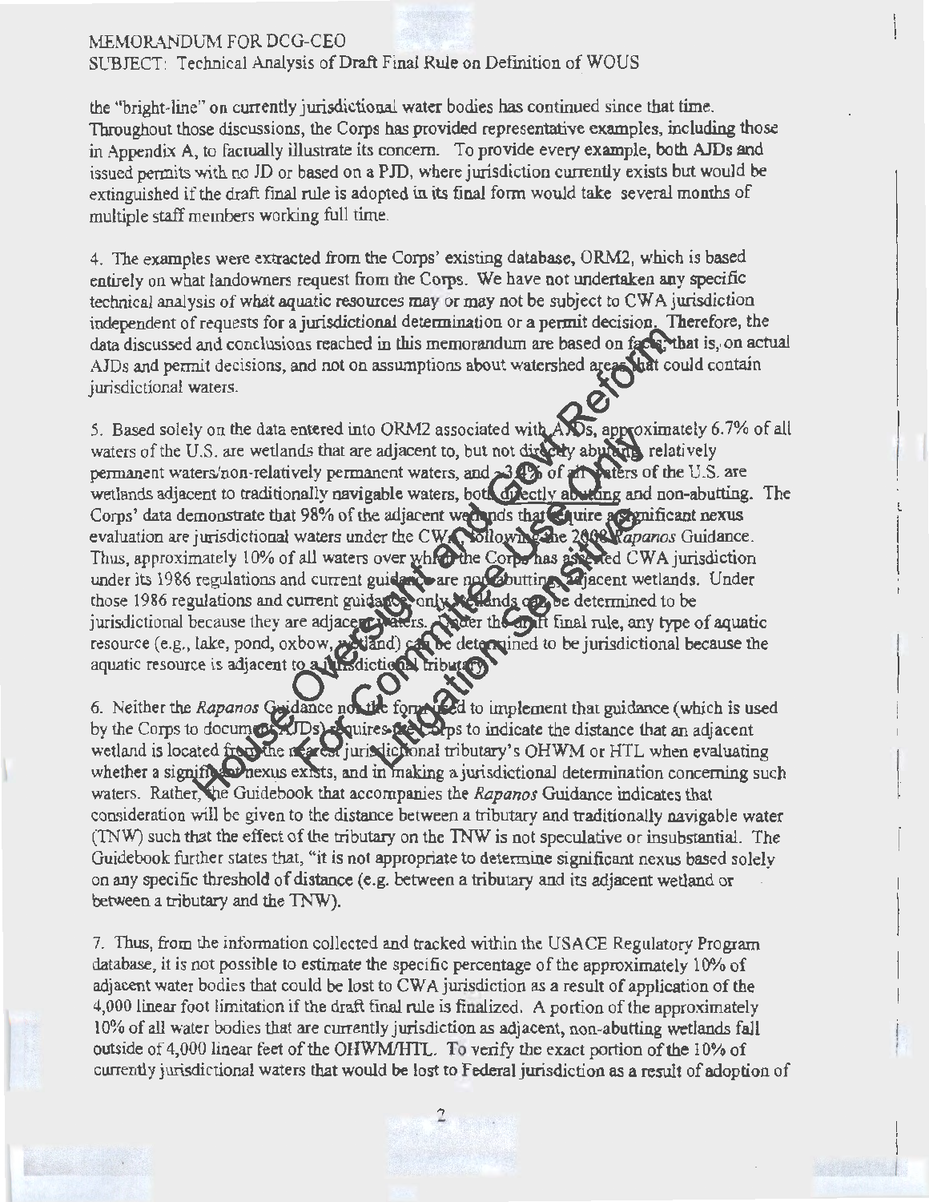MEMORANDUM FOR DCG-CEO
SUBJECT: Technical Analysis of Draft Final Rule on Definition of WOUS

the "bright-line" on currently jurisdictional water bodies has continued since that time. Throughout those discussions, the Corps has provided representative examples, including those in Appendix A, to factually illustrate its concern. To provide every example, both AJDs and issued permits with no JD or based on a PJD, where jurisdiction currently exists but would be extinguished if the draft final rule is adopted in its final form would take several months of multiple staff members working full time.

4. The examples were extracted from the Corps' existing database, ORM2, which is based entirely on what landowners request from the Corps. We have not undertaken any specific technical analysis of what aquatic resources may or may not be subject to CWA jurisdiction independent of requests for a jurisdictional determination or a permit decision. Therefore, the data discussed and conclusions reached in this memorandum are based on facts, that is, on actual AJDs and permit decisions, and not on assumptions about watershed areas that could contain jurisdictional waters.

5. Based solely on the data entered into ORM2 associated with AJDs, approximately 6.7% of all waters of the U.S. are wetlands that are adjacent to, but not directly abutting, relatively permanent waters/non-relatively permanent waters, and ~3.4% of all waters of the U.S. are wetlands adjacent to traditionally navigable waters, both directly abutting and non-abutting. The Corps' data demonstrate that 98% of the adjacent wetlands that require a significant nexus evaluation are jurisdictional waters under the CWA, following the 2008 *Rapanos* Guidance. Thus, approximately 10% of all waters over which the Corps has asserted CWA jurisdiction under its 1986 regulations and current guidance are non-abutting, adjacent wetlands. Under those 1986 regulations and current guidance, only wetlands can be determined to be jurisdictional because they are adjacent waters. Under the draft final rule, any type of aquatic resource (e.g., lake, pond, oxbow, wetland) can be determined to be jurisdictional because the aquatic resource is adjacent to a jurisdictional tributary.

6. Neither the *Rapanos* Guidance nor the form used to implement that guidance (which is used by the Corps to document AJDs) requires the Corps to indicate the distance that an adjacent wetland is located from the nearest jurisdictional tributary's OHWM or HTL when evaluating whether a significant nexus exists, and in making a jurisdictional determination concerning such waters. Rather, the Guidebook that accompanies the *Rapanos* Guidance indicates that consideration will be given to the distance between a tributary and traditionally navigable water (TNW) such that the effect of the tributary on the TNW is not speculative or insubstantial. The Guidebook further states that, "it is not appropriate to determine significant nexus based solely on any specific threshold of distance (e.g. between a tributary and its adjacent wetland or between a tributary and the TNW).

7. Thus, from the information collected and tracked within the USACE Regulatory Program database, it is not possible to estimate the specific percentage of the approximately 10% of adjacent water bodies that could be lost to CWA jurisdiction as a result of application of the 4,000 linear foot limitation if the draft final rule is finalized. A portion of the approximately 10% of all water bodies that are currently jurisdiction as adjacent, non-abutting wetlands fall outside of 4,000 linear feet of the OHWM/HTL. To verify the exact portion of the 10% of currently jurisdictional waters that would be lost to Federal jurisdiction as a result of adoption of

House Oversight
For Committee Use Only
Litigation Sensitive
Gov't Reform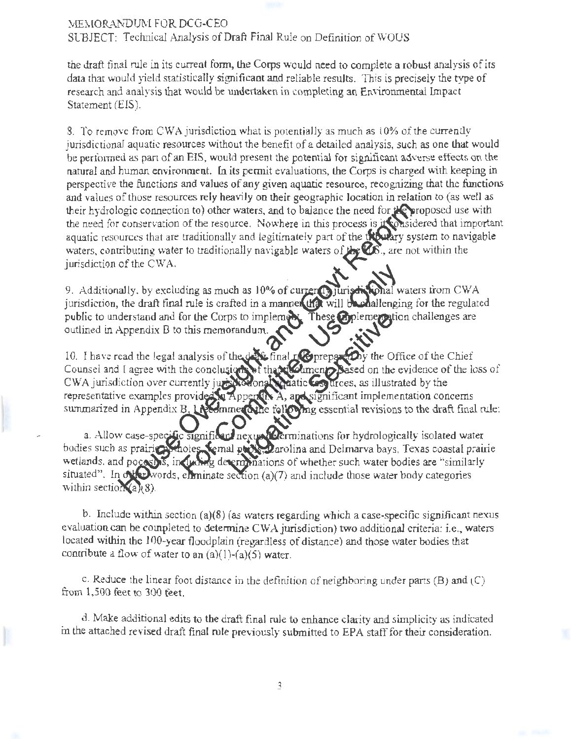the draft final rule in its current form, the Corps would need to complete a robust analysis of its data that would yield statistically significant and reliable results. This is precisely the type of research and analysis that would be undertaken in completing an Environmental Impact Statement (EIS).

8. To remove from CWA jurisdiction what is potentially as much as 10% of the currently jurisdictional aquatic resources without the benefit of a detailed analysis, such as one that would be performed as part of an EIS, would present the potential for significant adverse effects on the natural and human environment. In its permit evaluations, the Corps is charged with keeping in perspective the functions and values of any given aquatic resource, recognizing that the functions and values of those resources rely heavily on their geographic location in relation to (as well as their hydrologic connection to) other waters, and to balance the need for the proposed use with the need for conservation of the resource. Nowhere in this process is it considered that important aquatic resources that are traditionally and legitimately part of the tributary system to navigable waters, contributing water to traditionally navigable waters of the U.S., are not within the jurisdiction of the CWA.

9. Additionally, by excluding as much as 10% of currently jurisdictional waters from CWA jurisdiction, the draft final rule is crafted in a manner that will be challenging for the regulated public to understand and for the Corps to implement. These implementation challenges are outlined in Appendix B to this memorandum.

10. I have read the legal analysis of the draft final rule prepared by the Office of the Chief Counsel and I agree with the conclusions of that document. Based on the evidence of the loss of CWA jurisdiction over currently jurisdictional aquatic resources, as illustrated by the representative examples provided in Appendix A, and significant implementation concerns summarized in Appendix B, I recommend the following essential revisions to the draft final rule:

a. Allow case-specific significant nexus determinations for hydrologically isolated water bodies such as prairie potholes, vernal pools, Carolina and Delmarva bays, Texas coastal prairie wetlands, and pocosins, including determinations of whether such water bodies are "similarly situated". In other words, eliminate section (a)(7) and include those water body categories within section (a)(8).

b. Include within section (a)(8) (as waters regarding which a case-specific significant nexus evaluation can be completed to determine CWA jurisdiction) two additional criteria: i.e., waters located within the 100-year floodplain (regardless of distance) and those water bodies that contribute a flow of water to an (a)(1)-(a)(5) water.

c. Reduce the linear foot distance in the definition of neighboring under parts (B) and (C) from 1,500 feet to 300 feet.

d. Make additional edits to the draft final rule to enhance clarity and simplicity as indicated in the attached revised draft final rule previously submitted to EPA staff for their consideration.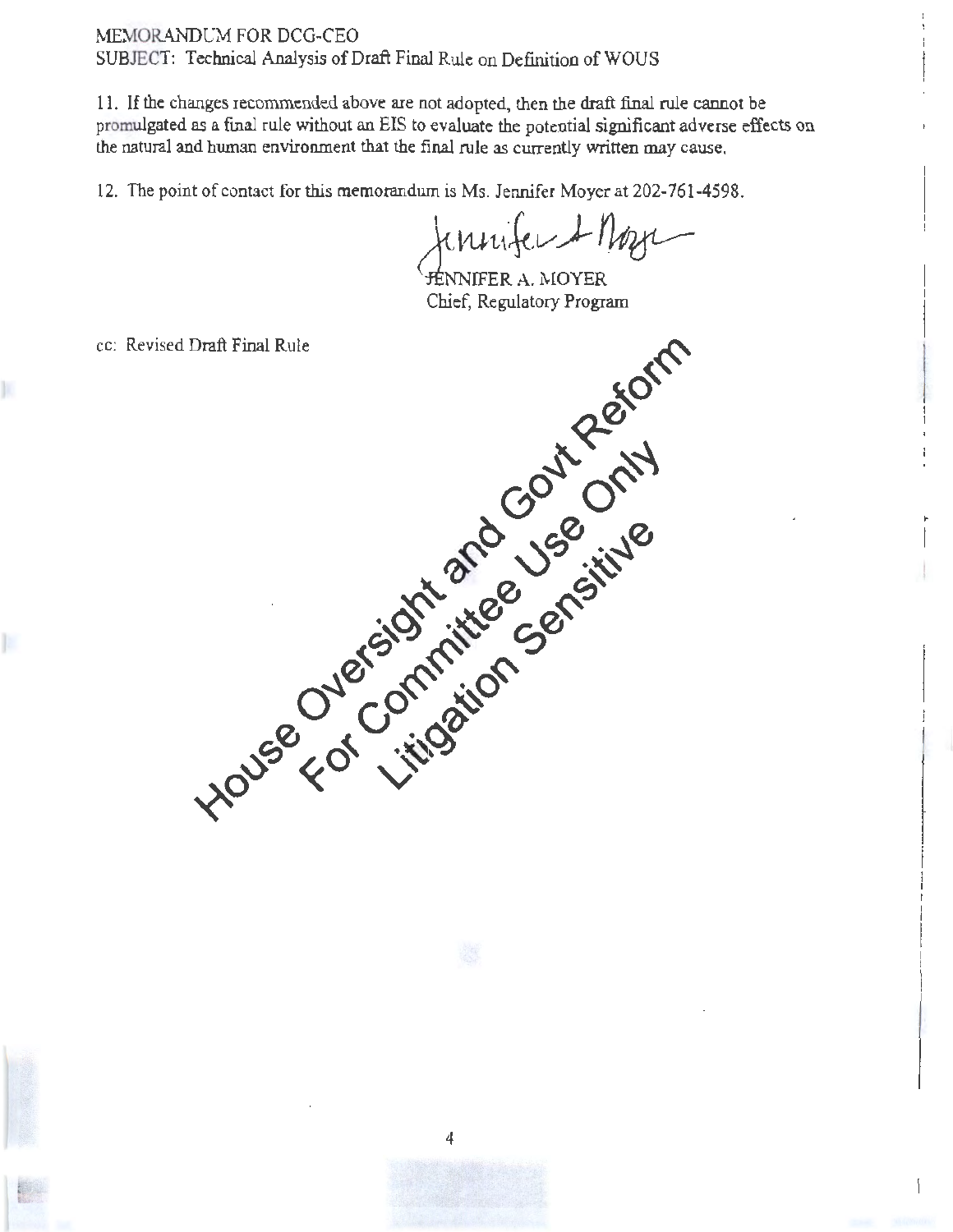MEMORANDUM FOR DCG-CEO
SUBJECT: Technical Analysis of Draft Final Rule on Definition of WOUS

11. If the changes recommended above are not adopted, then the draft final rule cannot be promulgated as a final rule without an EIS to evaluate the potential significant adverse effects on the natural and human environment that the final rule as currently written may cause.

12. The point of contact for this memorandum is Ms. Jennifer Moyer at 202-761-4598.

JENNIFER A. MOYER
Chief, Regulatory Program

cc: Revised Draft Final Rule

House Oversight and Govt Reform
For Committee Use Only
Litigation Sensitive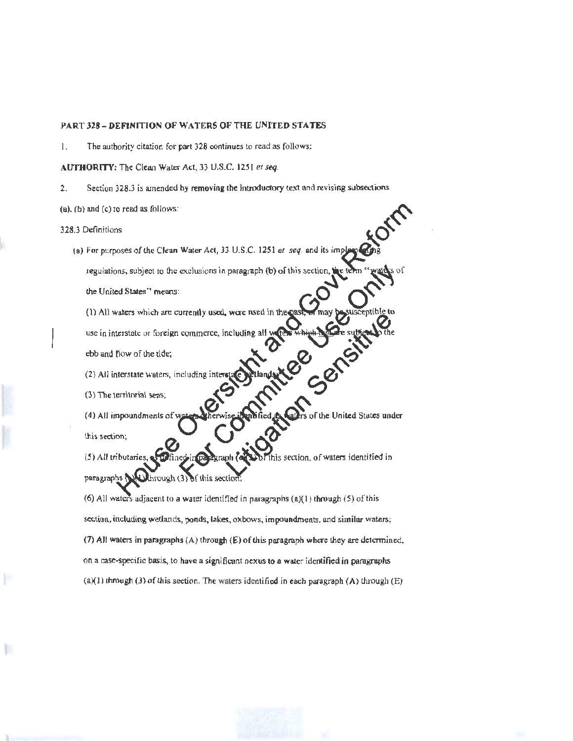**PART 328 – DEFINITION OF WATERS OF THE UNITED STATES**

1. The authority citation for part 328 continues to read as follows:

**AUTHORITY:** The Clean Water Act, 33 U.S.C. 1251 *et seq.*

2. Section 328.3 is amended by removing the introductory text and revising subsections (a), (b) and (c) to read as follows:

328.3 Definitions

(a) For purposes of the Clean Water Act, 33 U.S.C. 1251 *et seq.* and its implementing regulations, subject to the exclusions in paragraph (b) of this section, the term "waters of the United States" means:

(1) All waters which are currently used, were used in the past, or may be susceptible to use in interstate or foreign commerce, including all waters which that are subject to the ebb and flow of the tide;

(2) All interstate waters, including interstate wetlands;

(3) The territorial seas;

(4) All impoundments of waters otherwise identified as waters of the United States under this section;

(5) All tributaries, as defined in paragraph (c)(3) of this section, of waters identified in paragraphs (a)(1) through (3) of this section;

(6) All waters adjacent to a water identified in paragraphs (a)(1) through (5) of this section, including wetlands, ponds, lakes, oxbows, impoundments, and similar waters;

(7) All waters in paragraphs (A) through (E) of this paragraph where they are determined, on a case-specific basis, to have a significant nexus to a water identified in paragraphs (a)(1) through (3) of this section. The waters identified in each paragraph (A) through (E)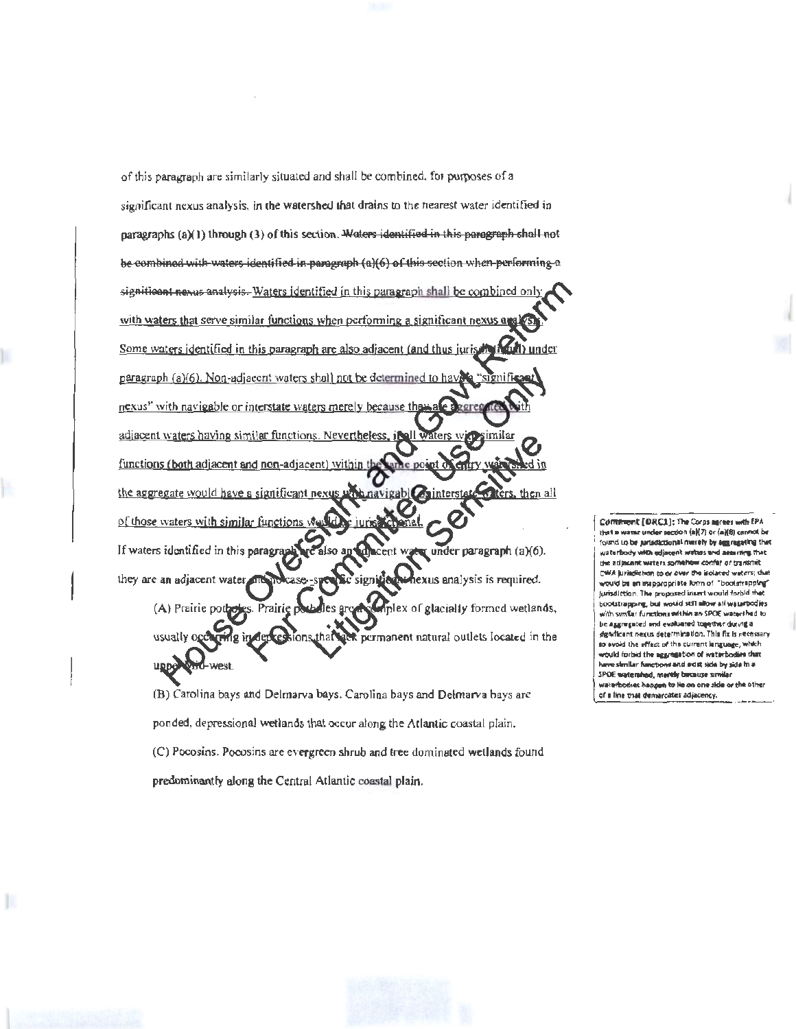of this paragraph are similarly situated and shall be combined, for purposes of a significant nexus analysis, in the watershed that drains to the nearest water identified in paragraphs (a)(1) through (3) of this section. ~~Waters identified in this paragraph shall not be combined with waters identified in paragraph (a)(6) of this section when performing a significant nexus analysis.~~ Waters identified in this paragraph shall be combined only with waters that serve similar functions when performing a significant nexus analysis. Some waters identified in this paragraph are also adjacent (and thus jurisdictional) under paragraph (a)(6). Non-adjacent waters shall not be determined to have a "significant nexus" with navigable or interstate waters merely because they are aggregated with adjacent waters having similar functions. Nevertheless, if all waters with similar functions (both adjacent and non-adjacent) within the same point of entry watershed in the aggregate would have a significant nexus with navigable or interstate waters, then all of those waters with similar functions would be jurisdictional.

If waters identified in this paragraph are also an adjacent water under paragraph (a)(6), they are an adjacent water and no case-specific significant nexus analysis is required.

(A) Prairie potholes. Prairie potholes are a complex of glacially formed wetlands, usually occurring in depressions that lack permanent natural outlets located in the upper Mid-west.

(B) Carolina bays and Delmarva bays. Carolina bays and Delmarva bays are ponded, depressional wetlands that occur along the Atlantic coastal plain.

(C) Pocosins. Pocosins are evergreen shrub and tree dominated wetlands found predominantly along the Central Atlantic coastal plain.

**Comment [DRC1]:** The Corps agrees with EPA that a water under section (a)(7) or (a)(8) cannot be found to be jurisdictional merely by aggregating that waterbody with adjacent waters and asserting that the adjacent waters somehow confer or transmit CWA jurisdiction to or over the isolated waters; that would be an inappropriate form of "bootstrapping" jurisdiction. The proposed insert would forbid that bootstrapping, but would still allow all waterbodies with similar functions within an SPOE watershed to be aggregated and evaluated together during a significant nexus determination. This fix is necessary to avoid the effect of the current language, which would forbid the aggregation of waterbodies that have similar functions and exist side by side in a SPOE watershed, merely because similar waterbodies happen to lie on one side or the other of a line that demarcates adjacency.

House Oversight and Govt. Reform
For Committee Use Only
Litigation Sensitive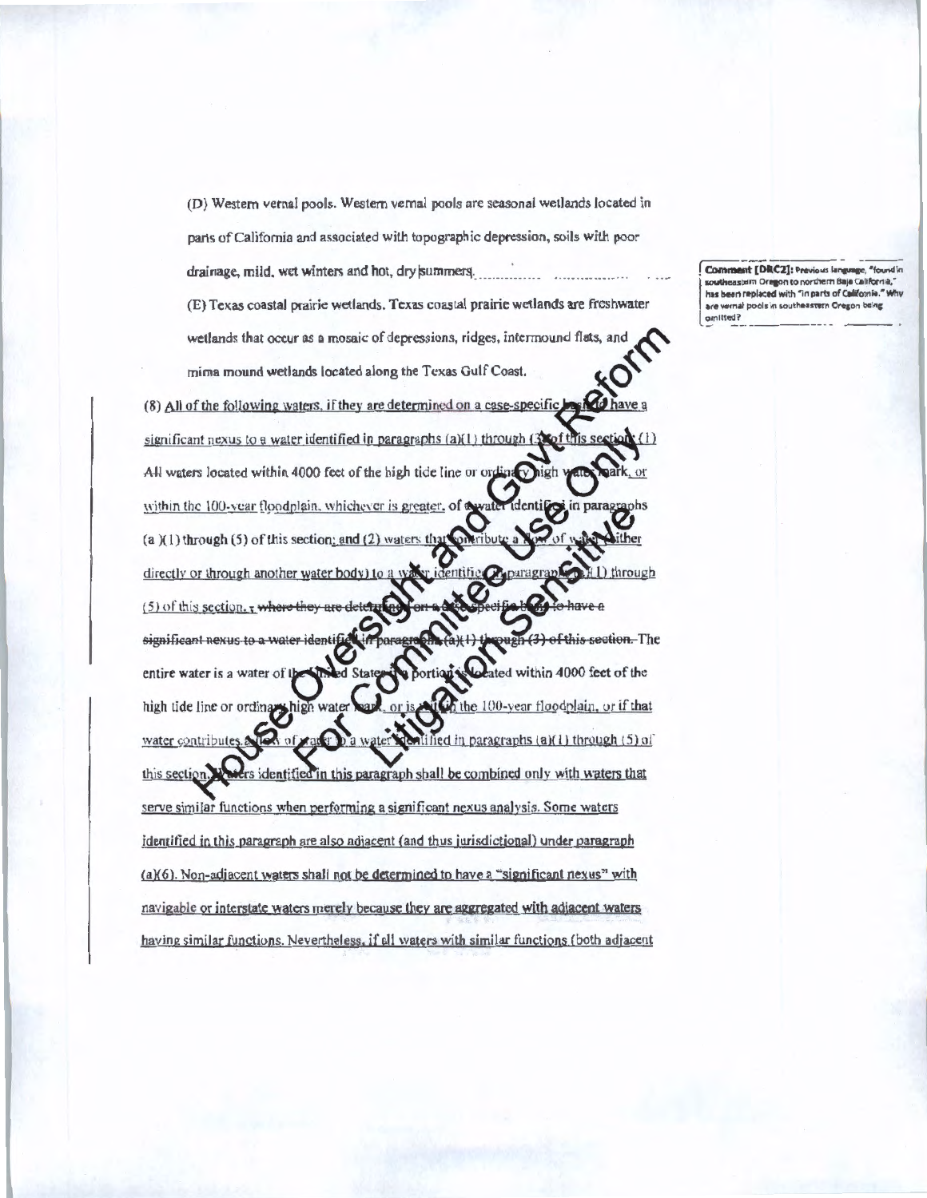(D) Western vernal pools. Western vernal pools are seasonal wetlands located in parts of California and associated with topographic depression, soils with poor drainage, mild, wet winters and hot, dry summers.

(E) Texas coastal prairie wetlands. Texas coastal prairie wetlands are freshwater wetlands that occur as a mosaic of depressions, ridges, intermound flats, and mima mound wetlands located along the Texas Gulf Coast.

Comment [DRC2]: Previous language, "found in southeastern Oregon to northern Baja California," has been replaced with "in parts of California." Why are vernal pools in southeastern Oregon being omitted?

(8) All of the following waters, if they are determined on a case-specific basis to have a significant nexus to a water identified in paragraphs (a)(1) through (3) of this section: (1) All waters located within 4000 feet of the high tide line or ordinary high water mark, or within the 100-year floodplain, whichever is greater, of a water identified in paragraphs (a)(1) through (5) of this section; and (2) waters that contribute a flow of water either directly or through another water body) to a water identified in paragraphs (a)(1) through (5) of this section. ~~, where they are determined on a case-specific basis to have a significant nexus to a water identified in paragraphs (a)(1) through (3) of this section.~~ The entire water is a water of the United States if a portion is located within 4000 feet of the high tide line or ordinary high water mark, or is within the 100-year floodplain, or if that water contributes a flow of water to a water identified in paragraphs (a)(1) through (5) of this section. Waters identified in this paragraph shall be combined only with waters that serve similar functions when performing a significant nexus analysis. Some waters identified in this paragraph are also adjacent (and thus jurisdictional) under paragraph (a)(6). Non-adjacent waters shall not be determined to have a "significant nexus" with navigable or interstate waters merely because they are aggregated with adjacent waters having similar functions. Nevertheless, if all waters with similar functions (both adjacent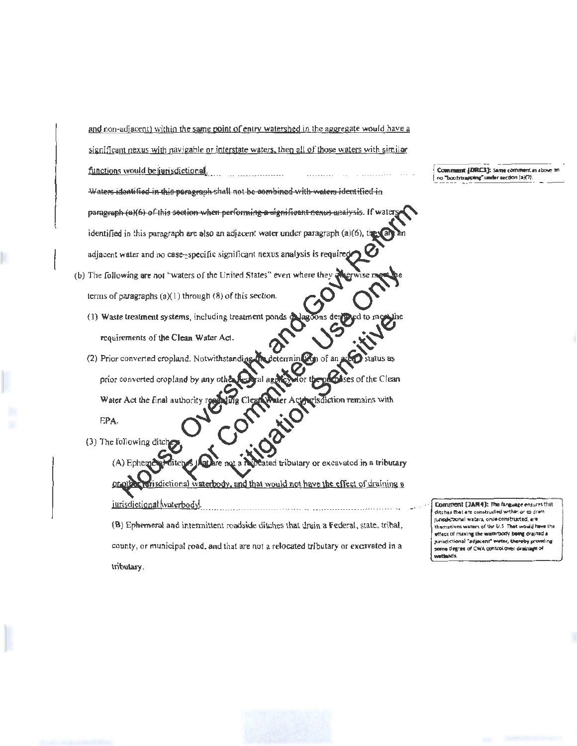and non-adjacent) within the same point of entry watershed in the aggregate would have a significant nexus with navigable or interstate waters, then all of those waters with similar functions would be jurisdictional.

~~Waters identified in this paragraph shall not be combined with waters identified in paragraph (a)(6) of this section when performing a significant nexus analysis.~~ If waters identified in this paragraph are also an adjacent water under paragraph (a)(6), they are an adjacent water and no case-specific significant nexus analysis is required.

(b) The following are not "waters of the United States" even where they otherwise meet the terms of paragraphs (a)(1) through (8) of this section.

(1) Waste treatment systems, including treatment ponds or lagoons designed to meet the requirements of the Clean Water Act.

(2) Prior converted cropland. Notwithstanding the determination of an area's status as prior converted cropland by any other federal agency, for the purposes of the Clean Water Act the final authority regarding Clean Water Act jurisdiction remains with EPA.

(3) The following ditches:

(A) Ephemeral ditches that are not a relocated tributary or excavated in a tributary or other jurisdictional waterbody, and that would not have the effect of draining a jurisdictional waterbody.

(B) Ephemeral and intermittent roadside ditches that drain a Federal, state, tribal, county, or municipal road, and that are not a relocated tributary or excavated in a tributary.

Comment [DRC3]: Same comment as above on no "bootstrapping" under section (a)(7).

Comment [JAM4]: The language ensures that ditches that are constructed within or to drain jurisdictional waters, once constructed, are themselves waters of the U.S. That would have the effect of making the waterbody being drained a jurisdictional "adjacent" water, thereby providing some degree of CWA control over drainage of wetlands.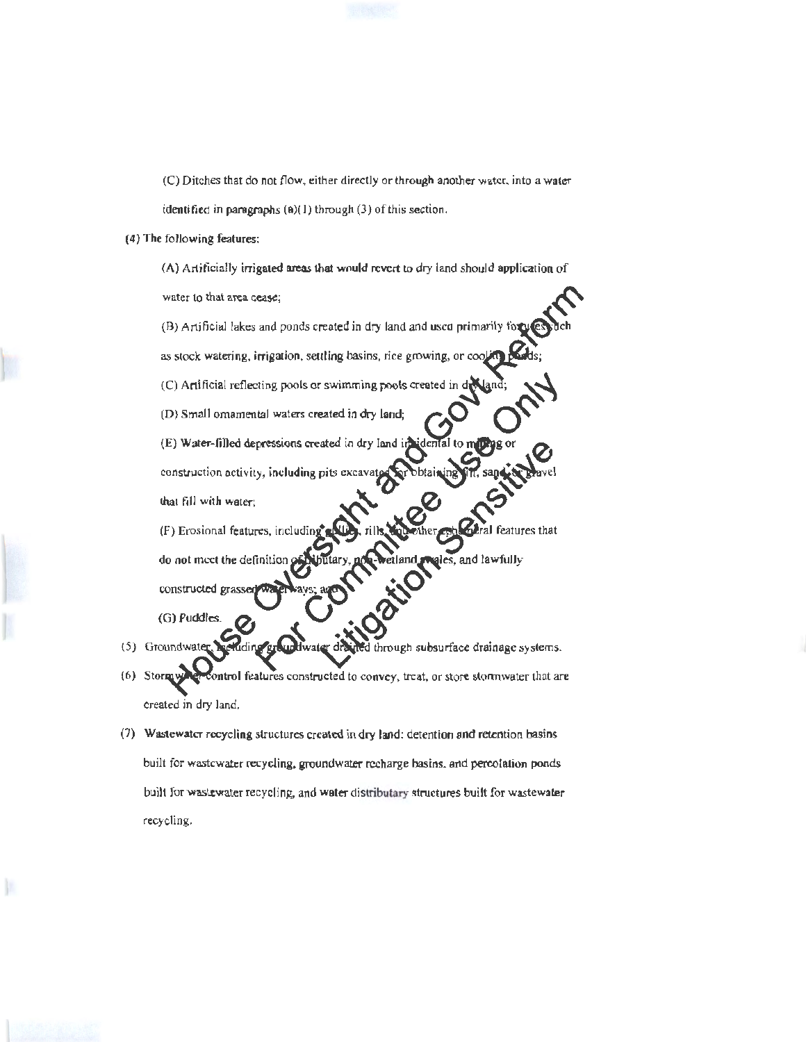(C) Ditches that do not flow, either directly or through another water, into a water identified in paragraphs (a)(1) through (3) of this section.

(4) The following features:

(A) Artificially irrigated areas that would revert to dry land should application of water to that area cease;

(B) Artificial lakes and ponds created in dry land and used primarily for uses such as stock watering, irrigation, settling basins, rice growing, or cooling ponds;

(C) Artificial reflecting pools or swimming pools created in dry land;

(D) Small ornamental waters created in dry land;

(E) Water-filled depressions created in dry land incidental to mining or construction activity, including pits excavated for obtaining fill, sand, or gravel that fill with water;

(F) Erosional features, including gullies, rills, and other ephemeral features that do not meet the definition of tributary, non-wetland swales, and lawfully constructed grassed waterways; and

(G) Puddles.

(5) Groundwater, including groundwater drained through subsurface drainage systems.

(6) Stormwater control features constructed to convey, treat, or store stormwater that are created in dry land.

(7) Wastewater recycling structures created in dry land: detention and retention basins built for wastewater recycling, groundwater recharge basins, and percolation ponds built for wastewater recycling, and water distributary structures built for wastewater recycling.

House Oversight and Govt Reform
For Committee Use Only
Litigation Sensitive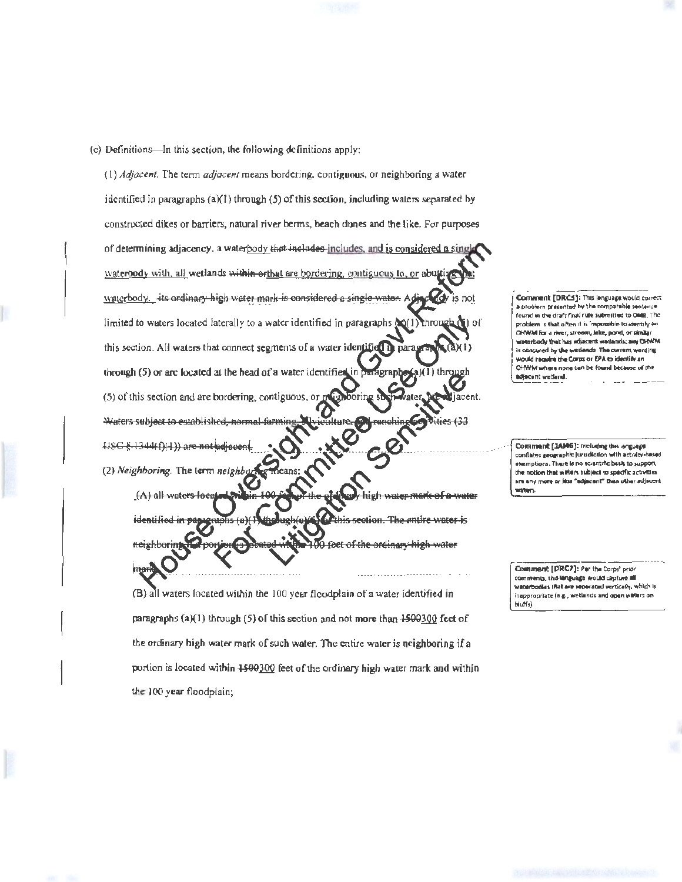(c) Definitions—In this section, the following definitions apply:

(1) *Adjacent.* The term *adjacent* means bordering, contiguous, or neighboring a water identified in paragraphs (a)(1) through (5) of this section, including waters separated by constructed dikes or barriers, natural river berms, beach dunes and the like. For purposes of determining adjacency, a waterbody ~~that includes~~ includes, and is considered a single waterbody with, all wetlands ~~within or~~that are bordering, contiguous to, or abutting that waterbody. ~~its ordinary high water mark is considered a single water.~~ Adjacency is not limited to waters located laterally to a water identified in paragraphs (a)(1) through (5) of this section. All waters that connect segments of a water identified in paragraphs (a)(1) through (5) or are located at the head of a water identified in paragraphs (a)(1) through (5) of this section and are bordering, contiguous, or neighboring such water, are adjacent. ~~Waters subject to established, normal farming, silviculture, and ranching activities (33 USC § 1344(f)(1)) are not adjacent.~~

(2) *Neighboring.* The term *neighboring* means:

~~(A) all waters located within 100 feet of the ordinary high water mark of a water identified in paragraphs (a)(1) through (a)(5) of this section. The entire water is neighboring if a portion is located within 100 feet of the ordinary high water mark;~~

(B) all waters located within the 100 year floodplain of a water identified in paragraphs (a)(1) through (5) of this section and not more than ~~1500~~300 feet of the ordinary high water mark of such water. The entire water is neighboring if a portion is located within ~~1500~~300 feet of the ordinary high water mark and within the 100 year floodplain;

**Comment [DRC5]:** This language would correct a problem presented by the comparable sentence found in the draft final rule submitted to OMB. The problem is that often it is impossible to identify an OHWM for a river, stream, lake, pond, or similar waterbody that has adjacent wetlands; any OHWM is obscured by the wetlands. The current wording would require the Corps or EPA to identify an OHWM where none can be found because of the adjacent wetland.

**Comment [JAM6]:** Including this language conflates geographic jurisdiction with activity-based exemptions. There is no scientific basis to support the notion that waters subject to specific activities are any more or less "adjacent" than other adjacent waters.

**Comment [DRC7]:** Per the Corps' prior comments, this language would capture all waterbodies that are separated vertically, which is inappropriate (e.g., wetlands and open waters on bluffs).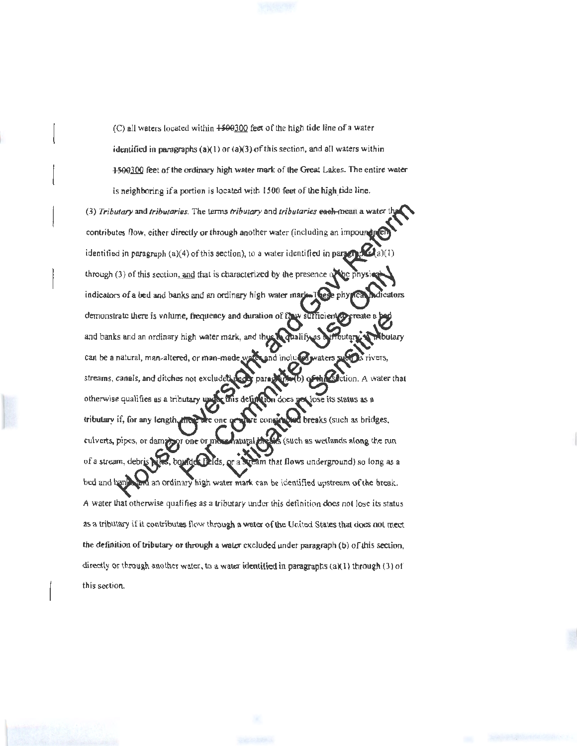(C) all waters located within ~~1500~~300 feet of the high tide line of a water identified in paragraphs (a)(1) or (a)(3) of this section, and all waters within ~~1500~~300 feet of the ordinary high water mark of the Great Lakes. The entire water is neighboring if a portion is located with 1500 feet of the high tide line.

(3) *Tributary* and *tributaries*. The terms *tributary* and *tributaries* ~~each~~ mean a water that contributes flow, either directly or through another water (including an impoundment identified in paragraph (a)(4) of this section), to a water identified in paragraphs (a)(1) through (3) of this section, and that is characterized by the presence of the physical indicators of a bed and banks and an ordinary high water mark. These physical indicators demonstrate there is volume, frequency and duration of flow sufficient to create a bed and banks and an ordinary high water mark, and thus to qualify as a tributary. A tributary can be a natural, man-altered, or man-made water and includes waters such as rivers, streams, canals, and ditches not excluded under paragraph (b) of this section. A water that otherwise qualifies as a tributary under this definition does not lose its status as a tributary if, for any length, there are one or more constructed breaks (such as bridges, culverts, pipes, or dams), or one or more natural breaks (such as wetlands along the run of a stream, debris piles, boulder fields, or a stream that flows underground) so long as a bed and banks and an ordinary high water mark can be identified upstream of the break. A water that otherwise qualifies as a tributary under this definition does not lose its status as a tributary if it contributes flow through a water of the United States that does not meet the definition of tributary or through a water excluded under paragraph (b) of this section, directly or through another water, to a water identified in paragraphs (a)(1) through (3) of this section.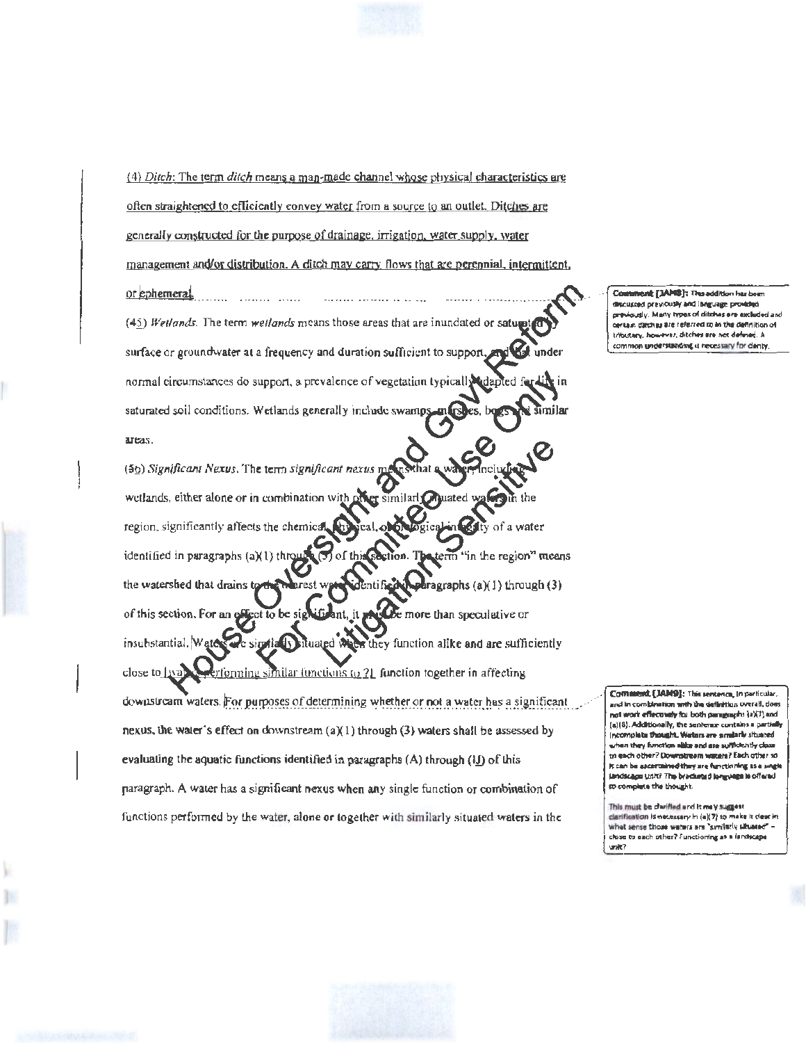(4) *Ditch*: The term *ditch* means a man-made channel whose physical characteristics are often straightened to efficiently convey water from a source to an outlet. Ditches are generally constructed for the purpose of drainage, irrigation, water supply, water management and/or distribution. A ditch may carry flows that are perennial, intermittent, or ephemeral.

(45) *Wetlands*. The term *wetlands* means those areas that are inundated or saturated by surface or groundwater at a frequency and duration sufficient to support, and that under normal circumstances do support, a prevalence of vegetation typically adapted for life in saturated soil conditions. Wetlands generally include swamps, marshes, bogs and similar areas.

(56) *Significant Nexus*. The term *significant nexus* means that a water, including wetlands, either alone or in combination with other similarly situated waters in the region, significantly affects the chemical, physical, or biological integrity of a water identified in paragraphs (a)(1) through (3) of this section. The term "in the region" means the watershed that drains to the nearest water identified in paragraphs (a)(1) through (3) of this section. For an effect to be significant, it must be more than speculative or insubstantial. Waters are similarly situated when they function alike and are sufficiently close to [waters performing similar functions to ?] function together in affecting downstream waters. For purposes of determining whether or not a water has a significant nexus, the water's effect on downstream (a)(1) through (3) waters shall be assessed by evaluating the aquatic functions identified in paragraphs (A) through (IJ) of this paragraph. A water has a significant nexus when any single function or combination of functions performed by the water, alone or together with similarly situated waters in the

**Comment [JAM8]:** This addition has been discussed previously and language provided previously. Many types of ditches are excluded and certain ditches are referred to in the definition of tributary, however, ditches are not defined. A common understanding is necessary for clarity.

**Comment [JAM9]:** This sentence, in particular, and in combination with the definition overall, does not work effectively for both paragraphs (a)(7) and (a)(8). Additionally, the sentence contains a partially incomplete thought. Waters are similarly situated when they function alike and are sufficiently close to each other? Downstream waters? Each other so it can be ascertained they are functioning as a single landscape unit? The bracketed language is offered to complete the thought.

This must be clarified and it may suggest clarification is necessary in (a)(7) to make it clear in what sense those waters are "similarly situated" – close to each other? Functioning as a landscape unit?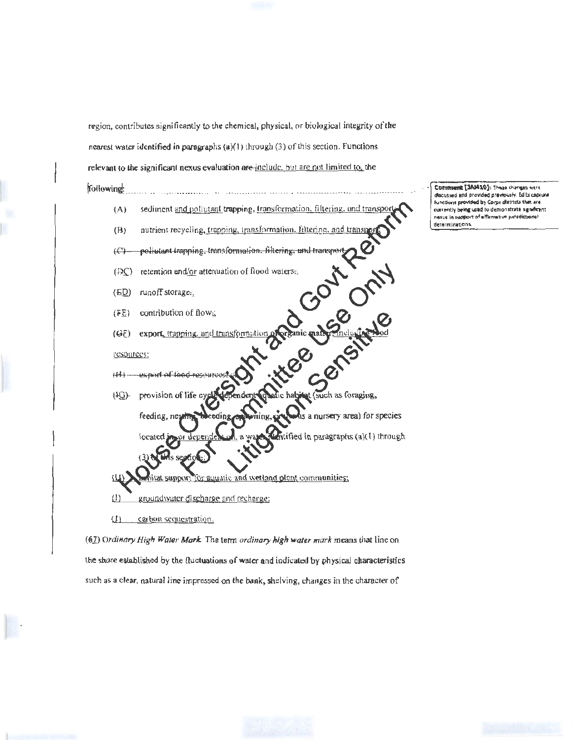region, contributes significantly to the chemical, physical, or biological integrity of the nearest water identified in paragraphs (a)(1) through (3) of this section. Functions relevant to the significant nexus evaluation ~~are~~ include, but are not limited to, the following:

Comment [JAM10]: These changes were discussed and provided previously. Edits capture functions provided by Corps districts that are currently being used to demonstrate significant nexus in support of affirmative jurisdictional determinations.

(A) sediment and pollutant trapping, transformation, filtering, and transport;

(B) nutrient recycling, trapping, transformation, filtering, and transport;

~~(C) pollutant trapping, transformation, filtering, and transport,~~

(~~D~~C) retention and/or attenuation of flood waters~~,~~;

(~~E~~D) runoff storage~~,~~;

(~~F~~E) contribution of flow~~,~~;

(~~G~~F) export, trapping, and transformation of organic matter, including food resources;

~~(H) export of food resources; or~~

(~~I~~G) provision of life cycle dependent aquatic habitat (such as foraging, feeding, nesting, breeding, spawning, or use as a nursery area) for species located in or dependent on, a water identified in paragraphs (a)(1) through (3) of this section~~.~~;

(H) habitat support for aquatic and wetland plant communities;

(I) groundwater discharge and recharge;

(J) carbon sequestration.

(~~6~~7) *Ordinary High Water Mark.* The term *ordinary high water mark* means that line on the shore established by the fluctuations of water and indicated by physical characteristics such as a clear, natural line impressed on the bank, shelving, changes in the character of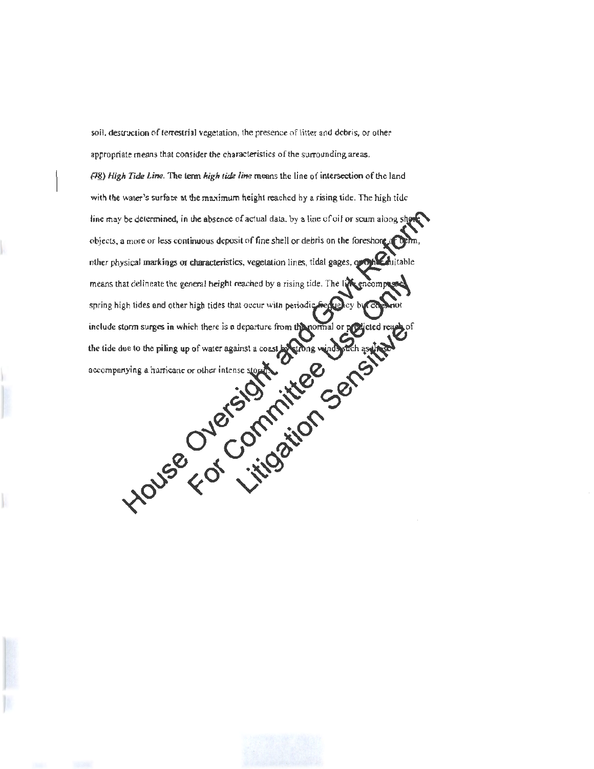soil, destruction of terrestrial vegetation, the presence of litter and debris, or other appropriate means that consider the characteristics of the surrounding areas.

(78) *High Tide Line.* The term *high tide line* means the line of intersection of the land with the water's surface at the maximum height reached by a rising tide. The high tide line may be determined, in the absence of actual data, by a line of oil or scum along shore objects, a more or less continuous deposit of fine shell or debris on the foreshore or berm, other physical markings or characteristics, vegetation lines, tidal gages, or other suitable means that delineate the general height reached by a rising tide. The line encompasses spring high tides and other high tides that occur with periodic frequency but does not include storm surges in which there is a departure from the normal or predicted reach of the tide due to the piling up of water against a coast by strong winds such as those accompanying a hurricane or other intense storm.

House Oversight and Govt Reform
For Committee Use Only
Litigation Sensitive